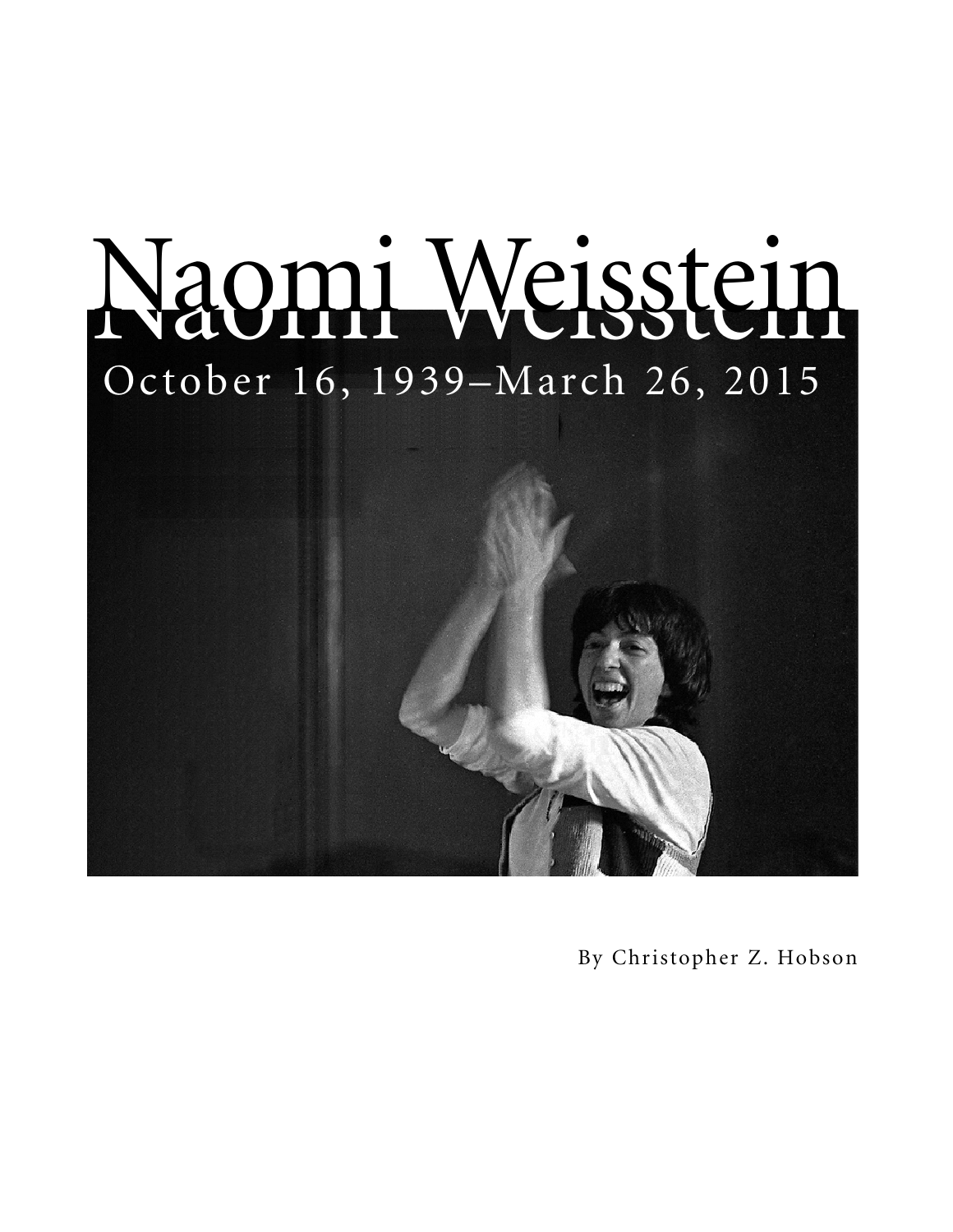# Naomi Weisstein

October 16, 1939–March 26, 2015

By Christopher Z. Hobson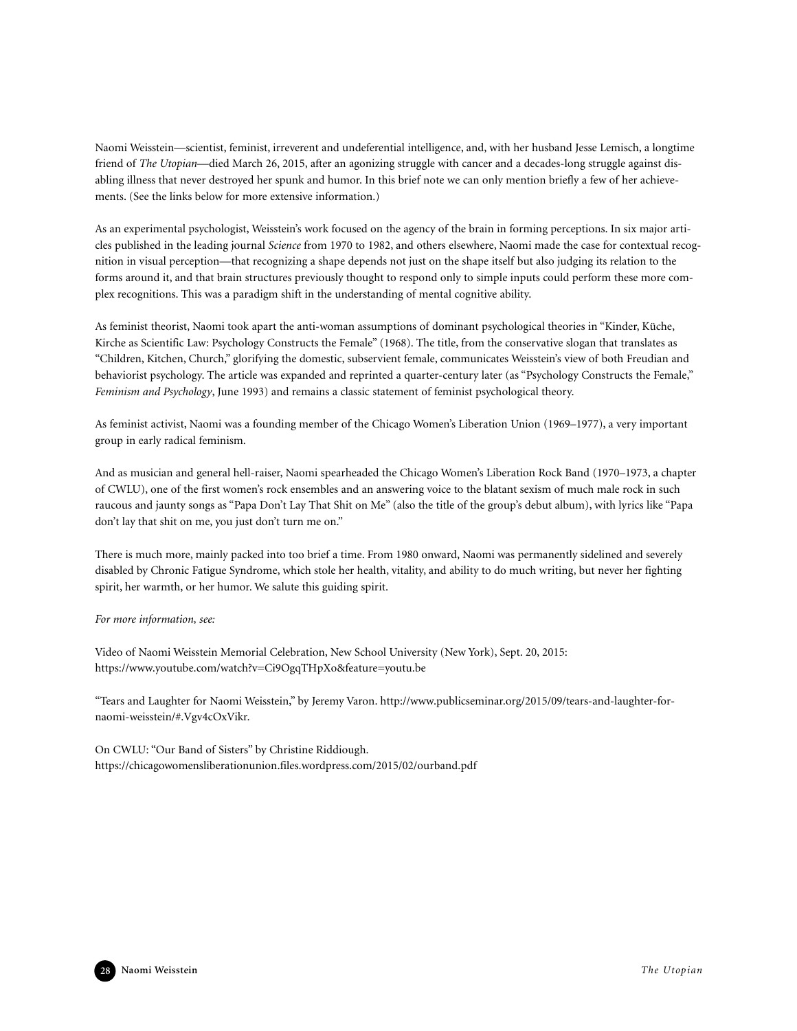Naomi Weisstein—scientist, feminist, irreverent and undeferential intelligence, and, with her husband Jesse Lemisch, a longtime friend of *The Utopian*—died March 26, 2015, after an agonizing struggle with cancer and a decades-long struggle against disabling illness that never destroyed her spunk and humor. In this brief note we can only mention briefly a few of her achievements. (See the links below for more extensive information.)

As an experimental psychologist, Weisstein's work focused on the agency of the brain in forming perceptions. In six major articles published in the leading journal *Science* from 1970 to 1982, and others elsewhere, Naomi made the case for contextual recognition in visual perception—that recognizing a shape depends not just on the shape itself but also judging its relation to the forms around it, and that brain structures previously thought to respond only to simple inputs could perform these more complex recognitions. This was a paradigm shift in the understanding of mental cognitive ability.

As feminist theorist, Naomi took apart the anti-woman assumptions of dominant psychological theories in "Kinder, Küche, Kirche as Scientific Law: Psychology Constructs the Female" (1968). The title, from the conservative slogan that translates as "Children, Kitchen, Church," glorifying the domestic, subservient female, communicates Weisstein's view of both Freudian and behaviorist psychology. The article was expanded and reprinted a quarter-century later (as "Psychology Constructs the Female," *Feminism and Psychology*, June 1993) and remains a classic statement of feminist psychological theory.

As feminist activist, Naomi was a founding member of the Chicago Women's Liberation Union (1969–1977), a very important group in early radical feminism.

And as musician and general hell-raiser, Naomi spearheaded the Chicago Women's Liberation Rock Band (1970–1973, a chapter of CWLU), one of the first women's rock ensembles and an answering voice to the blatant sexism of much male rock in such raucous and jaunty songs as "Papa Don't Lay That Shit on Me" (also the title of the group's debut album), with lyrics like "Papa don't lay that shit on me, you just don't turn me on."

There is much more, mainly packed into too brief a time. From 1980 onward, Naomi was permanently sidelined and severely disabled by Chronic Fatigue Syndrome, which stole her health, vitality, and ability to do much writing, but never her fighting spirit, her warmth, or her humor. We salute this guiding spirit.

*For more information, see:*

Video of Naomi Weisstein Memorial Celebration, New School University (New York), Sept. 20, 2015: https://www.youtube.com/watch?v=Ci9OgqTHpXo&feature=youtu.be

"Tears and Laughter for Naomi Weisstein," by Jeremy Varon. http://www.publicseminar.org/2015/09/tears-and-laughter-for-naomi-weisstein/#.Vgv4cOxVikr.

On CWLU: "Our Band of Sisters" by Christine Riddiough.
https://chicagowomensliberationunion.files.wordpress.com/2015/02/ourband.pdf